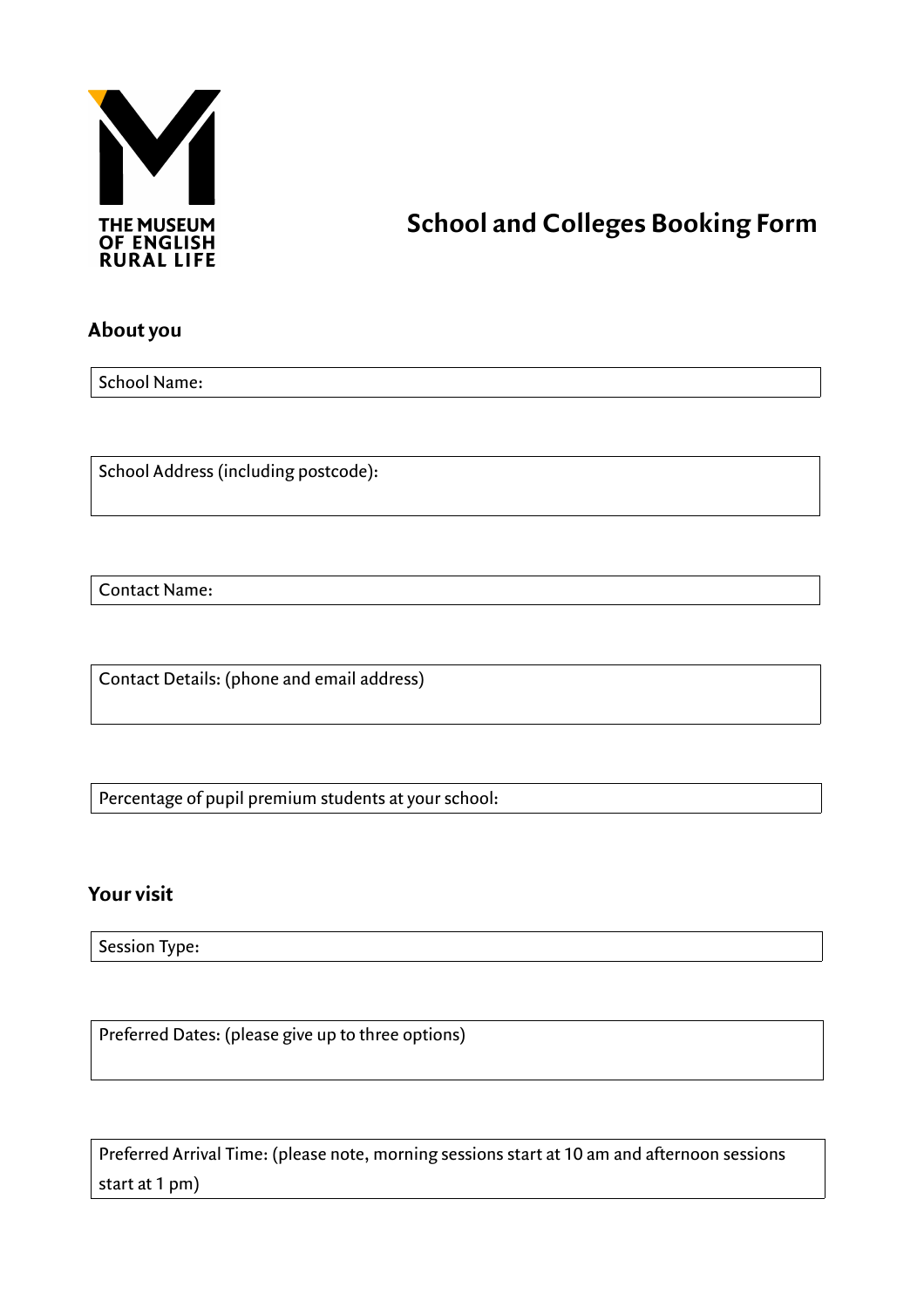THE MUSEUM OF ENGLISH RURAL LIFE

# School and Colleges Booking Form

## About you

School Name:

School Address (including postcode):

Contact Name:

Contact Details: (phone and email address)

Percentage of pupil premium students at your school:

## Your visit

Session Type:

Preferred Dates: (please give up to three options)

Preferred Arrival Time: (please note, morning sessions start at 10 am and afternoon sessions start at 1 pm)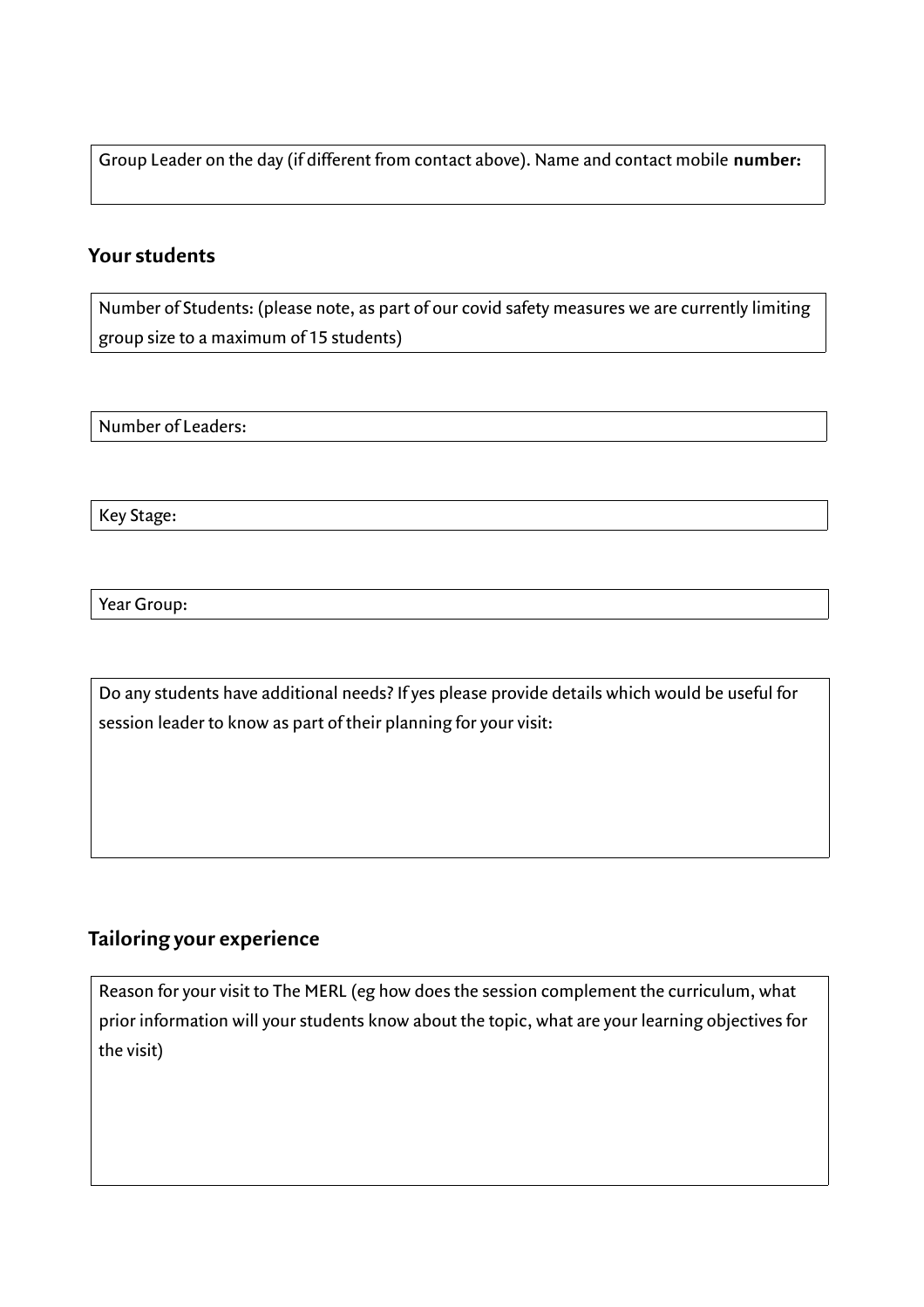Group Leader on the day (if different from contact above). Name and contact mobile **number:**

## Your students

Number of Students: (please note, as part of our covid safety measures we are currently limiting group size to a maximum of 15 students)

Number of Leaders:

Key Stage:

Year Group:

Do any students have additional needs? If yes please provide details which would be useful for session leader to know as part of their planning for your visit:

## Tailoring your experience

Reason for your visit to The MERL (eg how does the session complement the curriculum, what prior information will your students know about the topic, what are your learning objectives for the visit)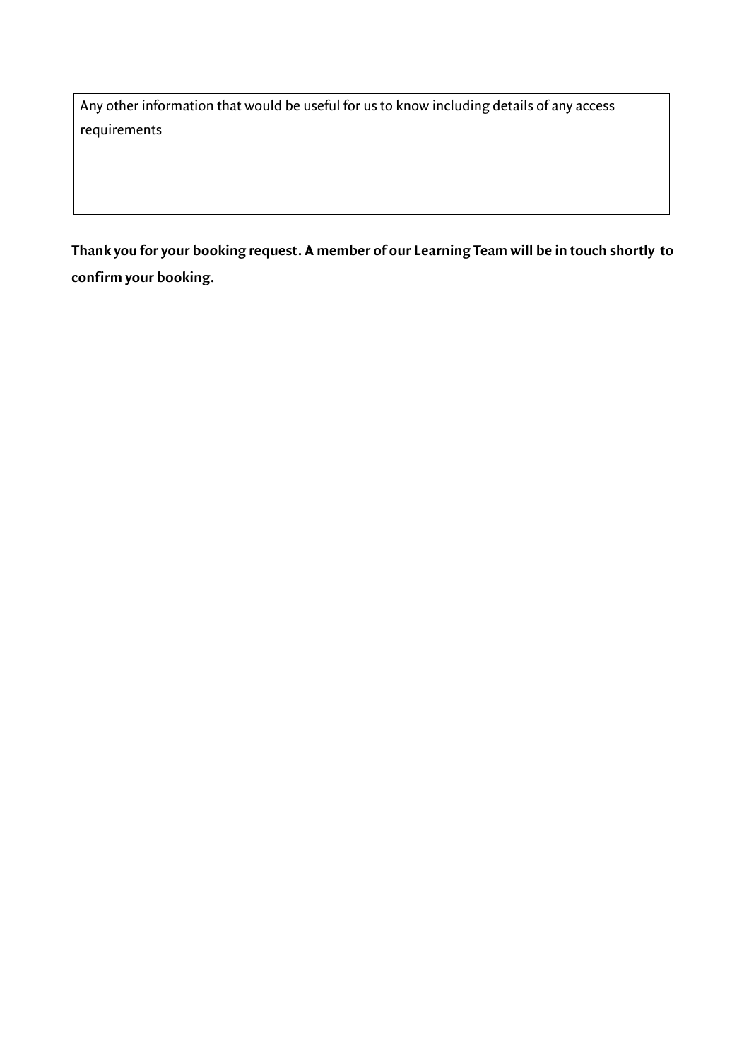| |
|---|
| Any other information that would be useful for us to know including details of any access requirements |

**Thank you for your booking request. A member of our Learning Team will be in touch shortly to confirm your booking.**